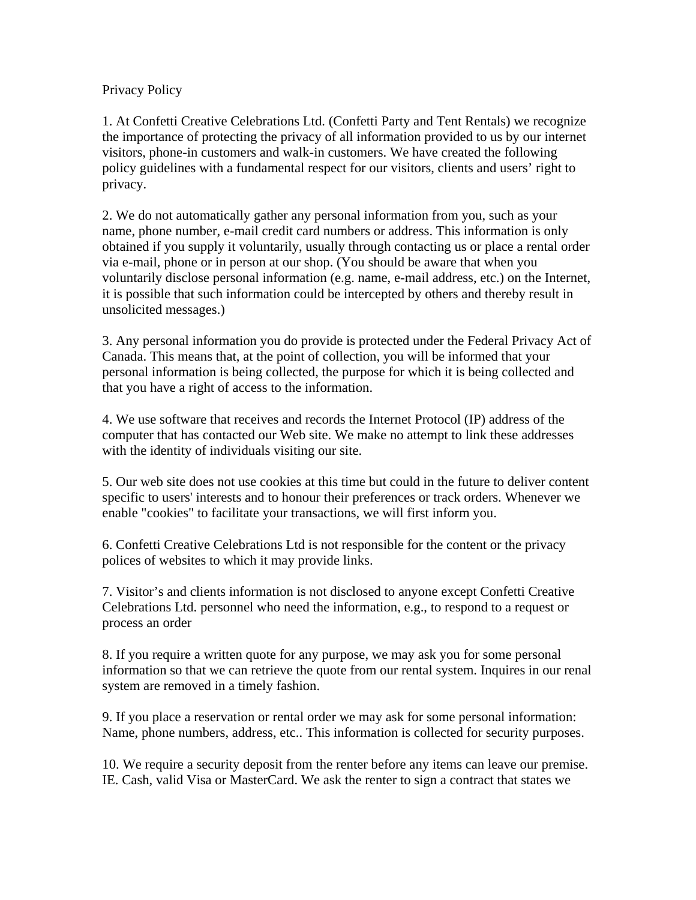Privacy Policy

1. At Confetti Creative Celebrations Ltd. (Confetti Party and Tent Rentals) we recognize the importance of protecting the privacy of all information provided to us by our internet visitors, phone-in customers and walk-in customers. We have created the following policy guidelines with a fundamental respect for our visitors, clients and users' right to privacy.

2. We do not automatically gather any personal information from you, such as your name, phone number, e-mail credit card numbers or address. This information is only obtained if you supply it voluntarily, usually through contacting us or place a rental order via e-mail, phone or in person at our shop. (You should be aware that when you voluntarily disclose personal information (e.g. name, e-mail address, etc.) on the Internet, it is possible that such information could be intercepted by others and thereby result in unsolicited messages.)

3. Any personal information you do provide is protected under the Federal Privacy Act of Canada. This means that, at the point of collection, you will be informed that your personal information is being collected, the purpose for which it is being collected and that you have a right of access to the information.

4. We use software that receives and records the Internet Protocol (IP) address of the computer that has contacted our Web site. We make no attempt to link these addresses with the identity of individuals visiting our site.

5. Our web site does not use cookies at this time but could in the future to deliver content specific to users' interests and to honour their preferences or track orders. Whenever we enable "cookies" to facilitate your transactions, we will first inform you.

6. Confetti Creative Celebrations Ltd is not responsible for the content or the privacy polices of websites to which it may provide links.

7. Visitor's and clients information is not disclosed to anyone except Confetti Creative Celebrations Ltd. personnel who need the information, e.g., to respond to a request or process an order

8. If you require a written quote for any purpose, we may ask you for some personal information so that we can retrieve the quote from our rental system. Inquires in our renal system are removed in a timely fashion.

9. If you place a reservation or rental order we may ask for some personal information: Name, phone numbers, address, etc.. This information is collected for security purposes.

10. We require a security deposit from the renter before any items can leave our premise. IE. Cash, valid Visa or MasterCard. We ask the renter to sign a contract that states we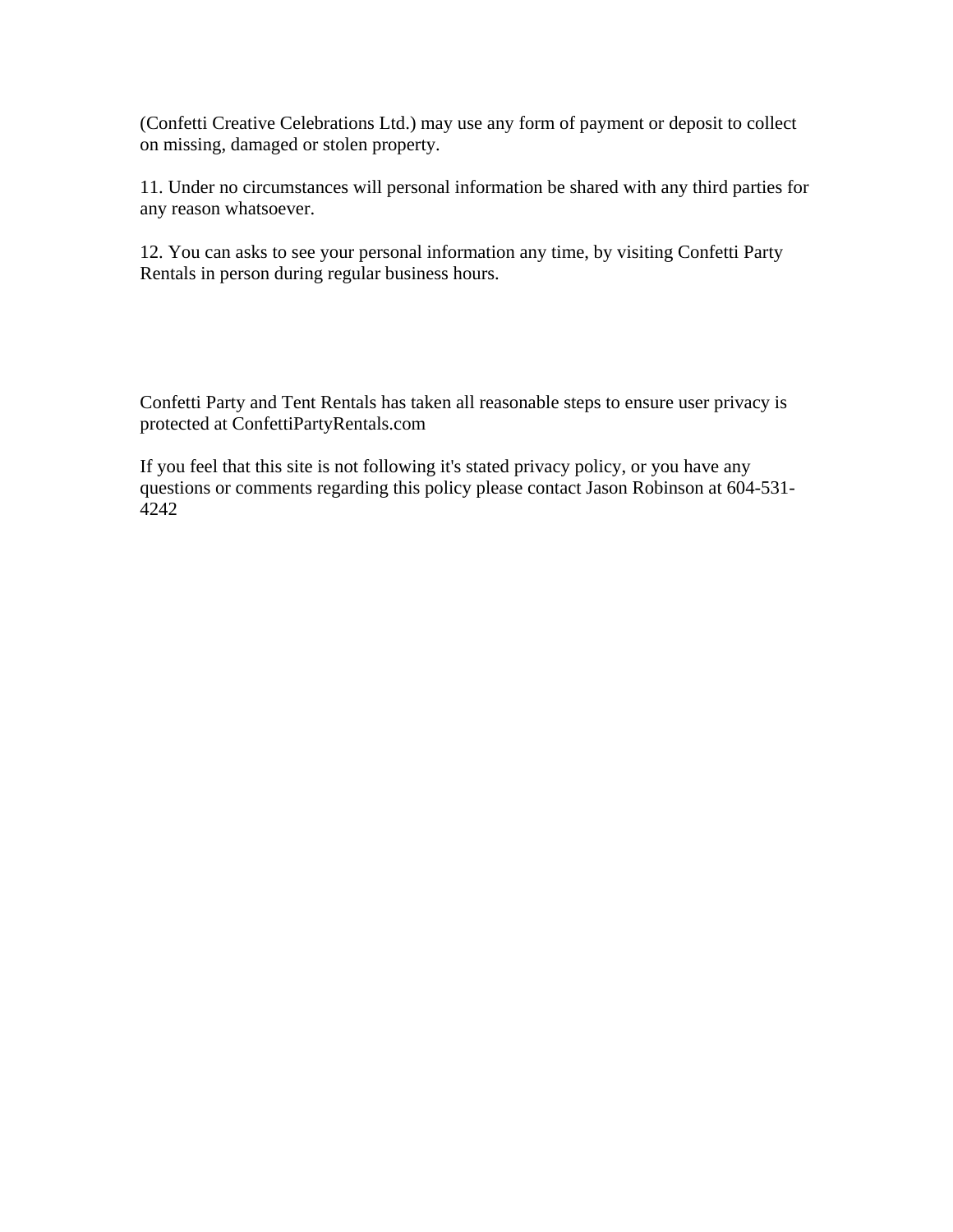(Confetti Creative Celebrations Ltd.) may use any form of payment or deposit to collect on missing, damaged or stolen property.

11. Under no circumstances will personal information be shared with any third parties for any reason whatsoever.

12. You can asks to see your personal information any time, by visiting Confetti Party Rentals in person during regular business hours.

Confetti Party and Tent Rentals has taken all reasonable steps to ensure user privacy is protected at ConfettiPartyRentals.com

If you feel that this site is not following it's stated privacy policy, or you have any questions or comments regarding this policy please contact Jason Robinson at 604-531-4242